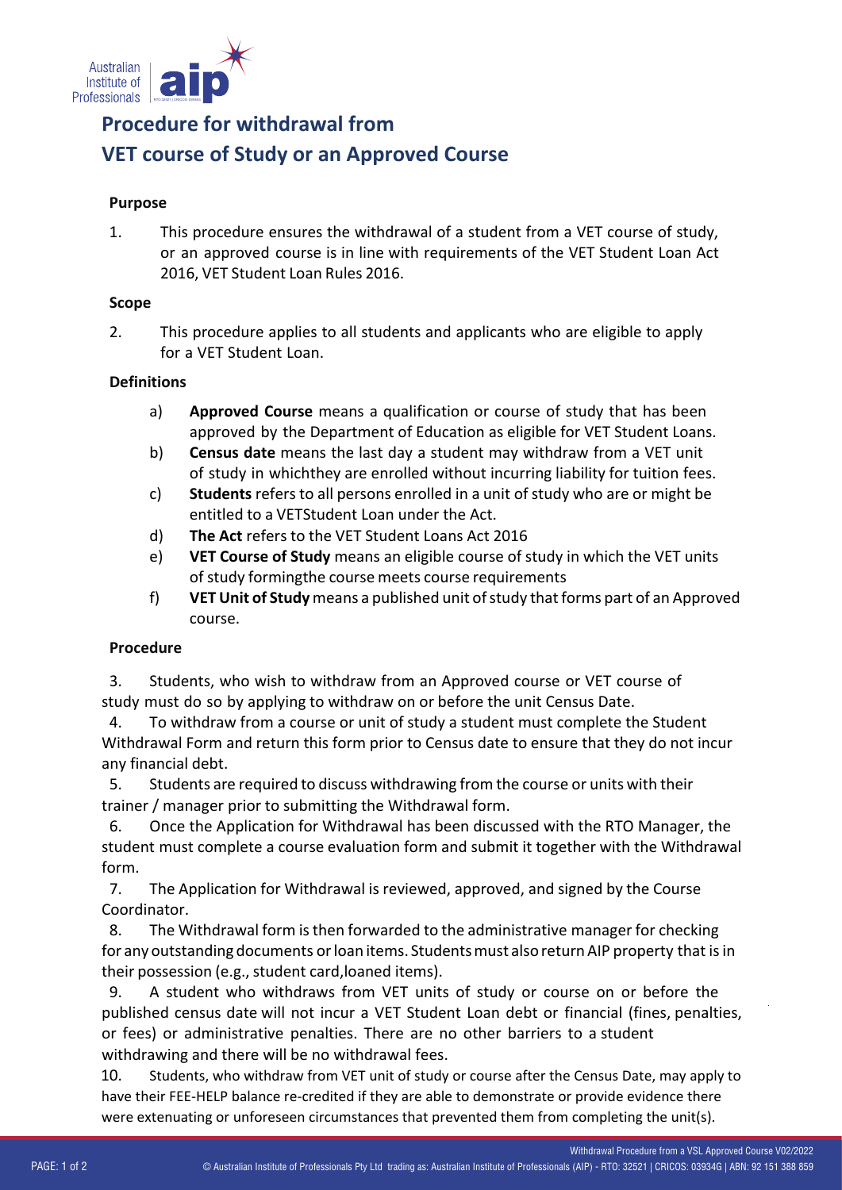# Procedure for withdrawal from VET course of Study or an Approved Course

### Purpose

1. This procedure ensures the withdrawal of a student from a VET course of study, or an approved course is in line with requirements of the VET Student Loan Act 2016, VET Student Loan Rules 2016.

### Scope

2. This procedure applies to all students and applicants who are eligible to apply for a VET Student Loan.

### Definitions

a) **Approved Course** means a qualification or course of study that has been approved by the Department of Education as eligible for VET Student Loans.

b) **Census date** means the last day a student may withdraw from a VET unit of study in whichthey are enrolled without incurring liability for tuition fees.

c) **Students** refers to all persons enrolled in a unit of study who are or might be entitled to a VETStudent Loan under the Act.

d) **The Act** refers to the VET Student Loans Act 2016

e) **VET Course of Study** means an eligible course of study in which the VET units of study formingthe course meets course requirements

f) **VET Unit of Study** means a published unit of study that forms part of an Approved course.

### Procedure

3. Students, who wish to withdraw from an Approved course or VET course of study must do so by applying to withdraw on or before the unit Census Date.

4. To withdraw from a course or unit of study a student must complete the Student Withdrawal Form and return this form prior to Census date to ensure that they do not incur any financial debt.

5. Students are required to discuss withdrawing from the course or units with their trainer / manager prior to submitting the Withdrawal form.

6. Once the Application for Withdrawal has been discussed with the RTO Manager, the student must complete a course evaluation form and submit it together with the Withdrawal form.

7. The Application for Withdrawal is reviewed, approved, and signed by the Course Coordinator.

8. The Withdrawal form is then forwarded to the administrative manager for checking for any outstanding documents or loan items. Students must also return AIP property that is in their possession (e.g., student card,loaned items).

9. A student who withdraws from VET units of study or course on or before the published census date will not incur a VET Student Loan debt or financial (fines, penalties, or fees) or administrative penalties. There are no other barriers to a student withdrawing and there will be no withdrawal fees.

10. Students, who withdraw from VET unit of study or course after the Census Date, may apply to have their FEE-HELP balance re-credited if they are able to demonstrate or provide evidence there were extenuating or unforeseen circumstances that prevented them from completing the unit(s).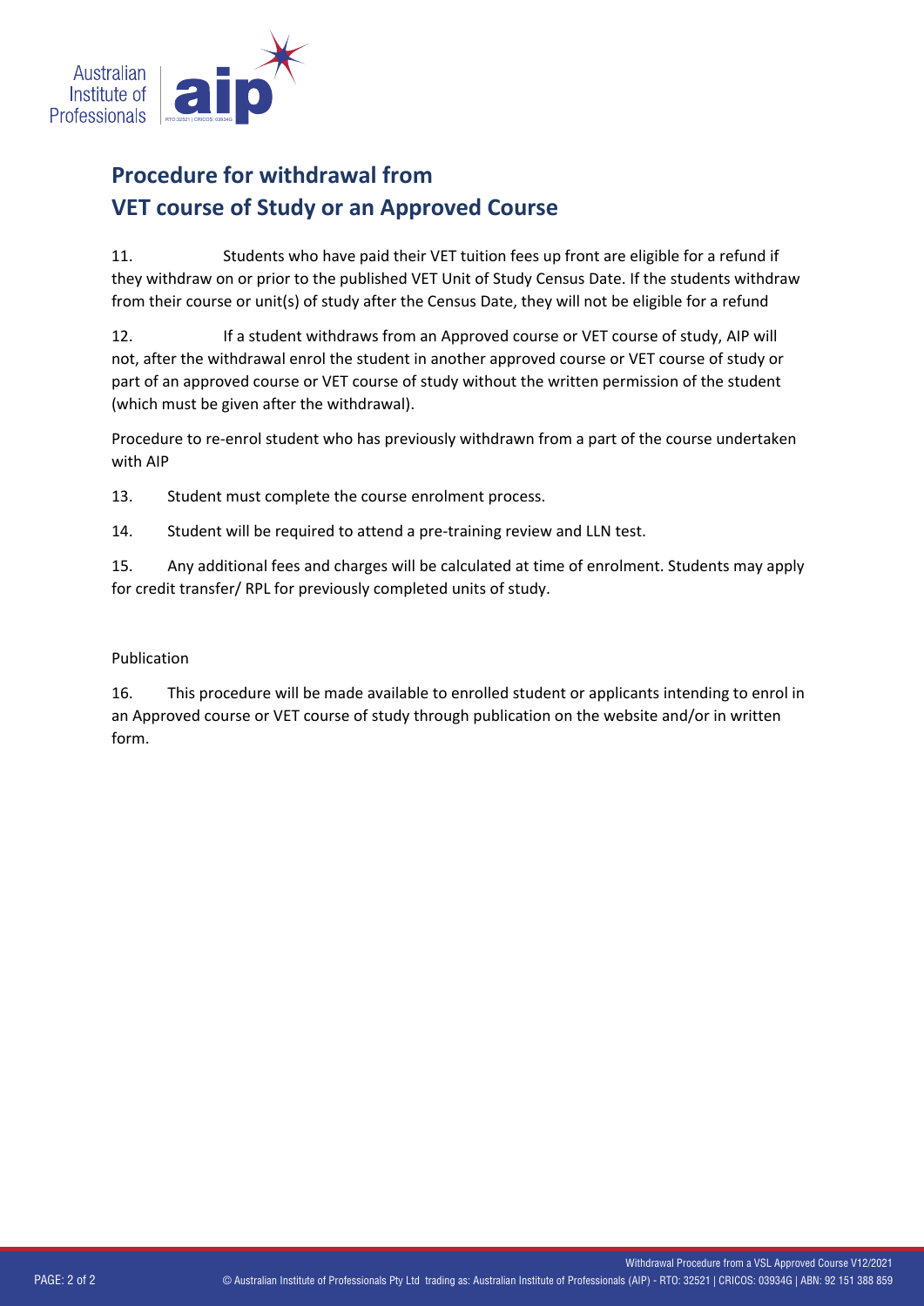## Procedure for withdrawal from VET course of Study or an Approved Course

11. Students who have paid their VET tuition fees up front are eligible for a refund if they withdraw on or prior to the published VET Unit of Study Census Date. If the students withdraw from their course or unit(s) of study after the Census Date, they will not be eligible for a refund

12. If a student withdraws from an Approved course or VET course of study, AIP will not, after the withdrawal enrol the student in another approved course or VET course of study or part of an approved course or VET course of study without the written permission of the student (which must be given after the withdrawal).

Procedure to re-enrol student who has previously withdrawn from a part of the course undertaken with AIP

13. Student must complete the course enrolment process.

14. Student will be required to attend a pre-training review and LLN test.

15. Any additional fees and charges will be calculated at time of enrolment. Students may apply for credit transfer/ RPL for previously completed units of study.

Publication

16. This procedure will be made available to enrolled student or applicants intending to enrol in an Approved course or VET course of study through publication on the website and/or in written form.